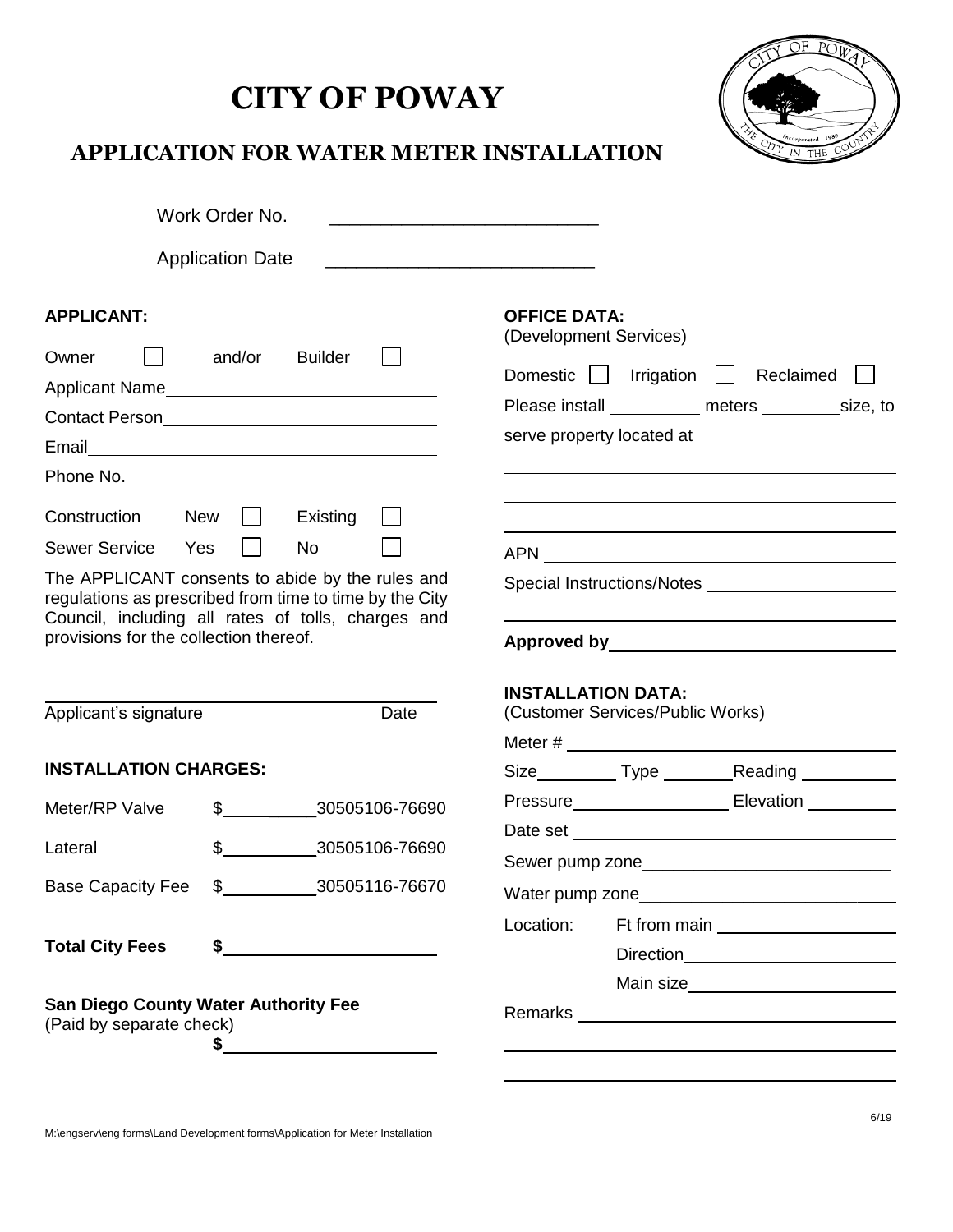# CITY OF POWAY

## APPLICATION FOR WATER METER INSTALLATION

Work Order No. ________________________

Application Date ________________________

**APPLICANT:**

Owner ☐ and/or Builder ☐

Applicant Name ________________________

Contact Person ________________________

Email ________________________

Phone No. ________________________

Construction New ☐ Existing ☐

Sewer Service Yes ☐ No ☐

The APPLICANT consents to abide by the rules and regulations as prescribed from time to time by the City Council, including all rates of tolls, charges and provisions for the collection thereof.

________________________

Applicant's signature Date

**INSTALLATION CHARGES:**

| | | |
|---|---|---|
| Meter/RP Valve | $__________ | 30505106-76690 |
| Lateral | $__________ | 30505106-76690 |
| Base Capacity Fee | $__________ | 30505116-76670 |

**Total City Fees $** ________________________

**San Diego County Water Authority Fee**
(Paid by separate check)

**$** ________________________

**OFFICE DATA:**
(Development Services)

Domestic ☐ Irrigation ☐ Reclaimed ☐

Please install __________ meters __________ size, to serve property located at ________________________

________________________

________________________

________________________

APN ________________________

Special Instructions/Notes ________________________

________________________

**Approved by** ________________________

**INSTALLATION DATA:**
(Customer Services/Public Works)

Meter # ________________________

Size __________ Type __________ Reading __________

Pressure __________ Elevation __________

Date set ________________________

Sewer pump zone ________________________

Water pump zone ________________________

Location: Ft from main ________________________

Direction ________________________

Main size ________________________

Remarks ________________________

________________________

________________________

6/19

M:\engserv\eng forms\Land Development forms\Application for Meter Installation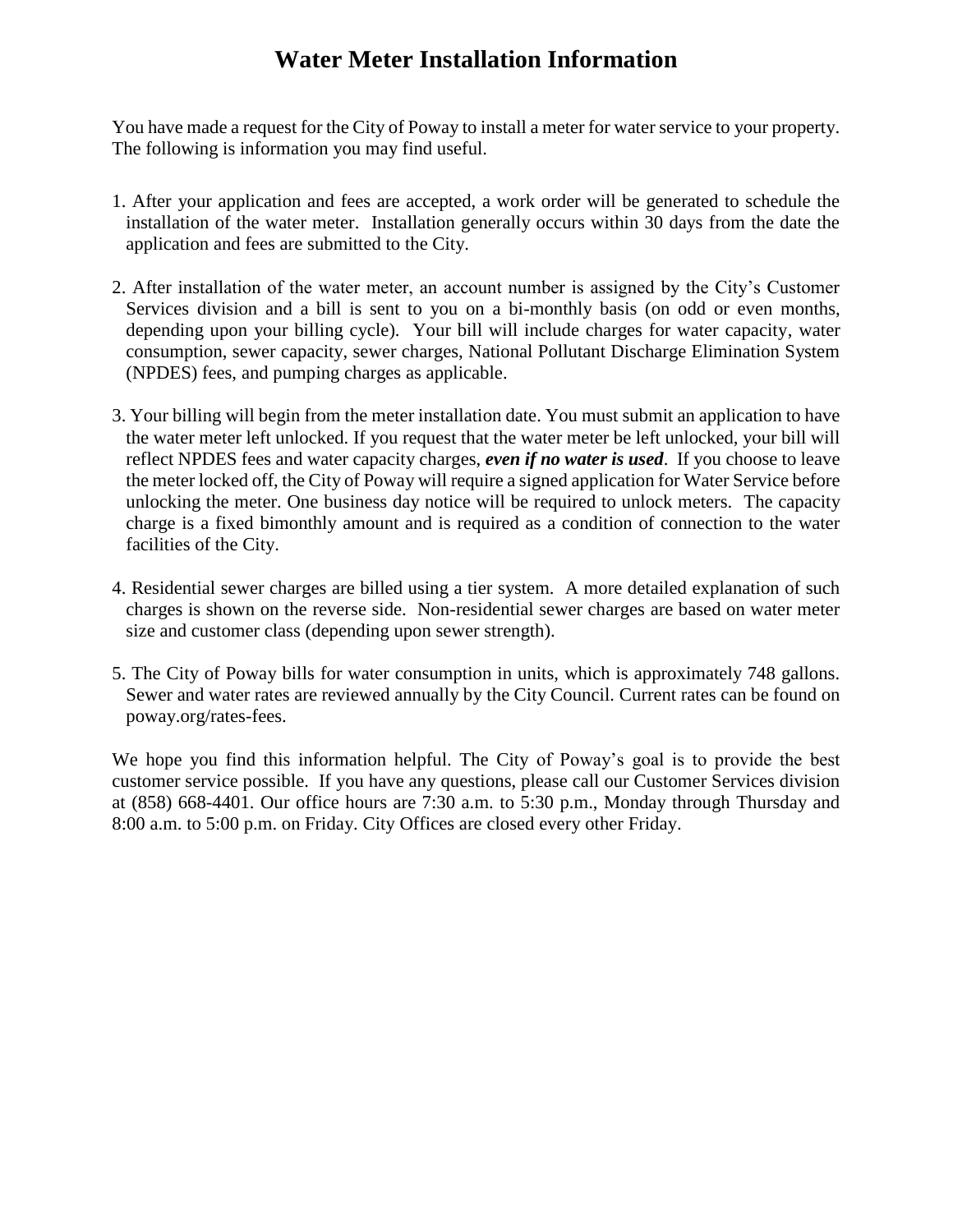# Water Meter Installation Information

You have made a request for the City of Poway to install a meter for water service to your property. The following is information you may find useful.

1. After your application and fees are accepted, a work order will be generated to schedule the installation of the water meter. Installation generally occurs within 30 days from the date the application and fees are submitted to the City.

2. After installation of the water meter, an account number is assigned by the City's Customer Services division and a bill is sent to you on a bi-monthly basis (on odd or even months, depending upon your billing cycle). Your bill will include charges for water capacity, water consumption, sewer capacity, sewer charges, National Pollutant Discharge Elimination System (NPDES) fees, and pumping charges as applicable.

3. Your billing will begin from the meter installation date. You must submit an application to have the water meter left unlocked. If you request that the water meter be left unlocked, your bill will reflect NPDES fees and water capacity charges, ***even if no water is used***. If you choose to leave the meter locked off, the City of Poway will require a signed application for Water Service before unlocking the meter. One business day notice will be required to unlock meters. The capacity charge is a fixed bimonthly amount and is required as a condition of connection to the water facilities of the City.

4. Residential sewer charges are billed using a tier system. A more detailed explanation of such charges is shown on the reverse side. Non-residential sewer charges are based on water meter size and customer class (depending upon sewer strength).

5. The City of Poway bills for water consumption in units, which is approximately 748 gallons. Sewer and water rates are reviewed annually by the City Council. Current rates can be found on poway.org/rates-fees.

We hope you find this information helpful. The City of Poway's goal is to provide the best customer service possible. If you have any questions, please call our Customer Services division at (858) 668-4401. Our office hours are 7:30 a.m. to 5:30 p.m., Monday through Thursday and 8:00 a.m. to 5:00 p.m. on Friday. City Offices are closed every other Friday.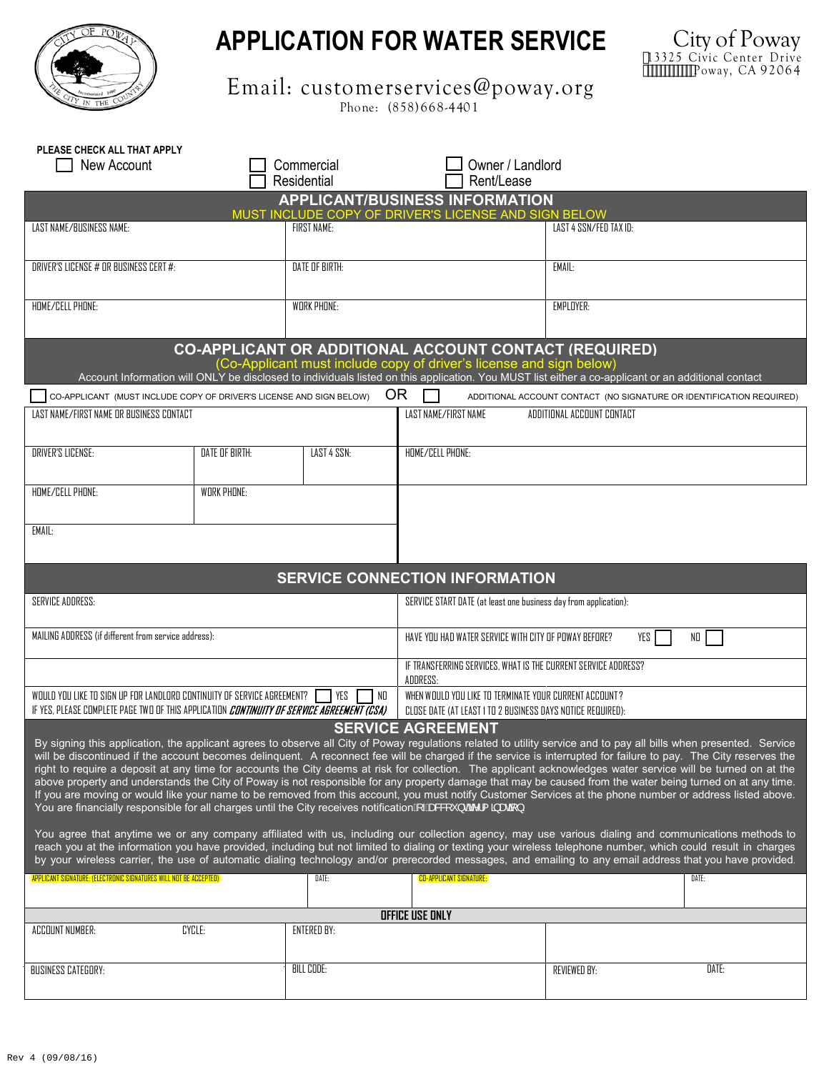# APPLICATION FOR WATER SERVICE

Email: customerservices@poway.org
Phone: (858)668-4401

City of Poway
13325 Civic Center Drive
Poway, CA 92064

**PLEASE CHECK ALL THAT APPLY**

☐ New Account  ☐ Commercial  ☐ Residential  ☐ Owner / Landlord  ☐ Rent/Lease

## APPLICANT/BUSINESS INFORMATION

MUST INCLUDE COPY OF DRIVER'S LICENSE AND SIGN BELOW

| | | |
|---|---|---|
| LAST NAME/BUSINESS NAME: | FIRST NAME: | LAST 4 SSN/FED TAX ID: |
| DRIVER'S LICENSE # OR BUSINESS CERT #: | DATE OF BIRTH: | EMAIL: |
| HOME/CELL PHONE: | WORK PHONE: | EMPLOYER: |

## CO-APPLICANT OR ADDITIONAL ACCOUNT CONTACT (REQUIRED)

(Co-Applicant must include copy of driver's license and sign below)

Account Information will ONLY be disclosed to individuals listed on this application. You MUST list either a co-applicant or an additional contact

☐ CO-APPLICANT (MUST INCLUDE COPY OF DRIVER'S LICENSE AND SIGN BELOW) **OR** ☐ ADDITIONAL ACCOUNT CONTACT (NO SIGNATURE OR IDENTIFICATION REQUIRED)

| | | | |
|---|---|---|---|
| LAST NAME/FIRST NAME OR BUSINESS CONTACT | | | LAST NAME/FIRST NAME ADDITIONAL ACCOUNT CONTACT |
| DRIVER'S LICENSE: | DATE OF BIRTH: | LAST 4 SSN: | HOME/CELL PHONE: |
| HOME/CELL PHONE: | WORK PHONE: | | |
| EMAIL: | | | |

## SERVICE CONNECTION INFORMATION

| | |
|---|---|
| SERVICE ADDRESS: | SERVICE START DATE (at least one business day from application): |
| MAILING ADDRESS (if different from service address): | HAVE YOU HAD WATER SERVICE WITH CITY OF POWAY BEFORE? YES ☐ NO ☐ |
| | IF TRANSFERRING SERVICES, WHAT IS THE CURRENT SERVICE ADDRESS? ADDRESS: |
| WOULD YOU LIKE TO SIGN UP FOR LANDLORD CONTINUITY OF SERVICE AGREEMENT? ☐ YES ☐ NO<br>IF YES, PLEASE COMPLETE PAGE TWO OF THIS APPLICATION *CONTINUITY OF SERVICE AGREEMENT (CSA)* | WHEN WOULD YOU LIKE TO TERMINATE YOUR CURRENT ACCOUNT?<br>CLOSE DATE (AT LEAST 1 TO 2 BUSINESS DAYS NOTICE REQUIRED): |

## SERVICE AGREEMENT

By signing this application, the applicant agrees to observe all City of Poway regulations related to utility service and to pay all bills when presented. Service will be discontinued if the account becomes delinquent. A reconnect fee will be charged if the service is interrupted for failure to pay. The City reserves the right to require a deposit at any time for accounts the City deems at risk for collection. The applicant acknowledges water service will be turned on at the above property and understands the City of Poway is not responsible for any property damage that may be caused from the water being turned on at any time. If you are moving or would like your name to be removed from this account, you must notify Customer Services at the phone number or address listed above. You are financially responsible for all charges until the City receives notification of account termination.

You agree that anytime we or any company affiliated with us, including our collection agency, may use various dialing and communications methods to reach you at the information you have provided, including but not limited to dialing or texting your wireless telephone number, which could result in charges by your wireless carrier, the use of automatic dialing technology and/or prerecorded messages, and emailing to any email address that you have provided.

| | | | |
|---|---|---|---|
| APPLICANT SIGNATURE: (ELECTRONIC SIGNATURES WILL NOT BE ACCEPTED) | DATE: | CO-APPLICANT SIGNATURE: | DATE: |

### OFFICE USE ONLY

| | | | |
|---|---|---|---|
| ACCOUNT NUMBER: CYCLE: | ENTERED BY: | | |
| BUSINESS CATEGORY: | BILL CODE: | REVIEWED BY: | DATE: |

Rev 4 (09/08/16)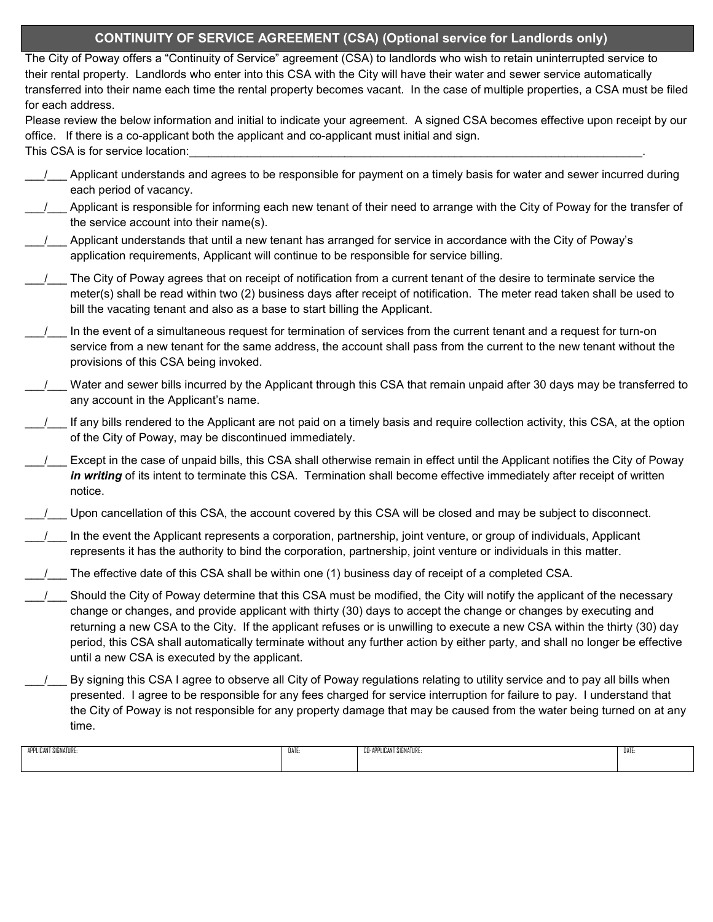## CONTINUITY OF SERVICE AGREEMENT (CSA) (Optional service for Landlords only)

The City of Poway offers a "Continuity of Service" agreement (CSA) to landlords who wish to retain uninterrupted service to their rental property. Landlords who enter into this CSA with the City will have their water and sewer service automatically transferred into their name each time the rental property becomes vacant. In the case of multiple properties, a CSA must be filed for each address.

Please review the below information and initial to indicate your agreement. A signed CSA becomes effective upon receipt by our office. If there is a co-applicant both the applicant and co-applicant must initial and sign.

This CSA is for service location:_____________________________________________________________________________.

___/___ Applicant understands and agrees to be responsible for payment on a timely basis for water and sewer incurred during each period of vacancy.

___/___ Applicant is responsible for informing each new tenant of their need to arrange with the City of Poway for the transfer of the service account into their name(s).

___/___ Applicant understands that until a new tenant has arranged for service in accordance with the City of Poway's application requirements, Applicant will continue to be responsible for service billing.

___/___ The City of Poway agrees that on receipt of notification from a current tenant of the desire to terminate service the meter(s) shall be read within two (2) business days after receipt of notification. The meter read taken shall be used to bill the vacating tenant and also as a base to start billing the Applicant.

___/___ In the event of a simultaneous request for termination of services from the current tenant and a request for turn-on service from a new tenant for the same address, the account shall pass from the current to the new tenant without the provisions of this CSA being invoked.

___/___ Water and sewer bills incurred by the Applicant through this CSA that remain unpaid after 30 days may be transferred to any account in the Applicant's name.

___/___ If any bills rendered to the Applicant are not paid on a timely basis and require collection activity, this CSA, at the option of the City of Poway, may be discontinued immediately.

___/___ Except in the case of unpaid bills, this CSA shall otherwise remain in effect until the Applicant notifies the City of Poway ***in writing*** of its intent to terminate this CSA. Termination shall become effective immediately after receipt of written notice.

___/___ Upon cancellation of this CSA, the account covered by this CSA will be closed and may be subject to disconnect.

___/___ In the event the Applicant represents a corporation, partnership, joint venture, or group of individuals, Applicant represents it has the authority to bind the corporation, partnership, joint venture or individuals in this matter.

___/___ The effective date of this CSA shall be within one (1) business day of receipt of a completed CSA.

___/___ Should the City of Poway determine that this CSA must be modified, the City will notify the applicant of the necessary change or changes, and provide applicant with thirty (30) days to accept the change or changes by executing and returning a new CSA to the City. If the applicant refuses or is unwilling to execute a new CSA within the thirty (30) day period, this CSA shall automatically terminate without any further action by either party, and shall no longer be effective until a new CSA is executed by the applicant.

___/___ By signing this CSA I agree to observe all City of Poway regulations relating to utility service and to pay all bills when presented. I agree to be responsible for any fees charged for service interruption for failure to pay. I understand that the City of Poway is not responsible for any property damage that may be caused from the water being turned on at any time.

| APPLICANT SIGNATURE: | DATE: | CO-APPLICANT SIGNATURE: | DATE: |
|---|---|---|---|
| | | | |